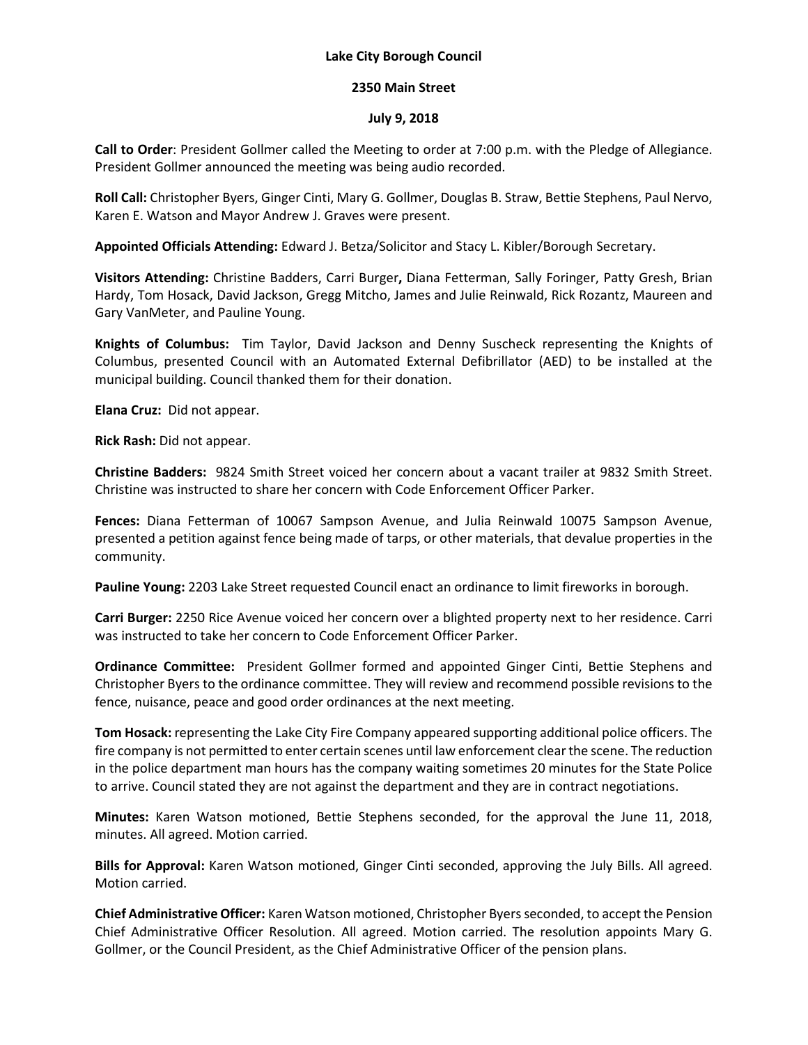**Lake City Borough Council**

**2350 Main Street**

**July 9, 2018**

**Call to Order**: President Gollmer called the Meeting to order at 7:00 p.m. with the Pledge of Allegiance. President Gollmer announced the meeting was being audio recorded.

**Roll Call:** Christopher Byers, Ginger Cinti, Mary G. Gollmer, Douglas B. Straw, Bettie Stephens, Paul Nervo, Karen E. Watson and Mayor Andrew J. Graves were present.

**Appointed Officials Attending:** Edward J. Betza/Solicitor and Stacy L. Kibler/Borough Secretary.

**Visitors Attending:** Christine Badders, Carri Burger**,** Diana Fetterman, Sally Foringer, Patty Gresh, Brian Hardy, Tom Hosack, David Jackson, Gregg Mitcho, James and Julie Reinwald, Rick Rozantz, Maureen and Gary VanMeter, and Pauline Young.

**Knights of Columbus:** Tim Taylor, David Jackson and Denny Suscheck representing the Knights of Columbus, presented Council with an Automated External Defibrillator (AED) to be installed at the municipal building. Council thanked them for their donation.

**Elana Cruz:** Did not appear.

**Rick Rash:** Did not appear.

**Christine Badders:** 9824 Smith Street voiced her concern about a vacant trailer at 9832 Smith Street. Christine was instructed to share her concern with Code Enforcement Officer Parker.

**Fences:** Diana Fetterman of 10067 Sampson Avenue, and Julia Reinwald 10075 Sampson Avenue, presented a petition against fence being made of tarps, or other materials, that devalue properties in the community.

**Pauline Young:** 2203 Lake Street requested Council enact an ordinance to limit fireworks in borough.

**Carri Burger:** 2250 Rice Avenue voiced her concern over a blighted property next to her residence. Carri was instructed to take her concern to Code Enforcement Officer Parker.

**Ordinance Committee:** President Gollmer formed and appointed Ginger Cinti, Bettie Stephens and Christopher Byers to the ordinance committee. They will review and recommend possible revisions to the fence, nuisance, peace and good order ordinances at the next meeting.

**Tom Hosack:** representing the Lake City Fire Company appeared supporting additional police officers. The fire company is not permitted to enter certain scenes until law enforcement clear the scene. The reduction in the police department man hours has the company waiting sometimes 20 minutes for the State Police to arrive. Council stated they are not against the department and they are in contract negotiations.

**Minutes:** Karen Watson motioned, Bettie Stephens seconded, for the approval the June 11, 2018, minutes. All agreed. Motion carried.

**Bills for Approval:** Karen Watson motioned, Ginger Cinti seconded, approving the July Bills. All agreed. Motion carried.

**Chief Administrative Officer:** Karen Watson motioned, Christopher Byers seconded, to accept the Pension Chief Administrative Officer Resolution. All agreed. Motion carried. The resolution appoints Mary G. Gollmer, or the Council President, as the Chief Administrative Officer of the pension plans.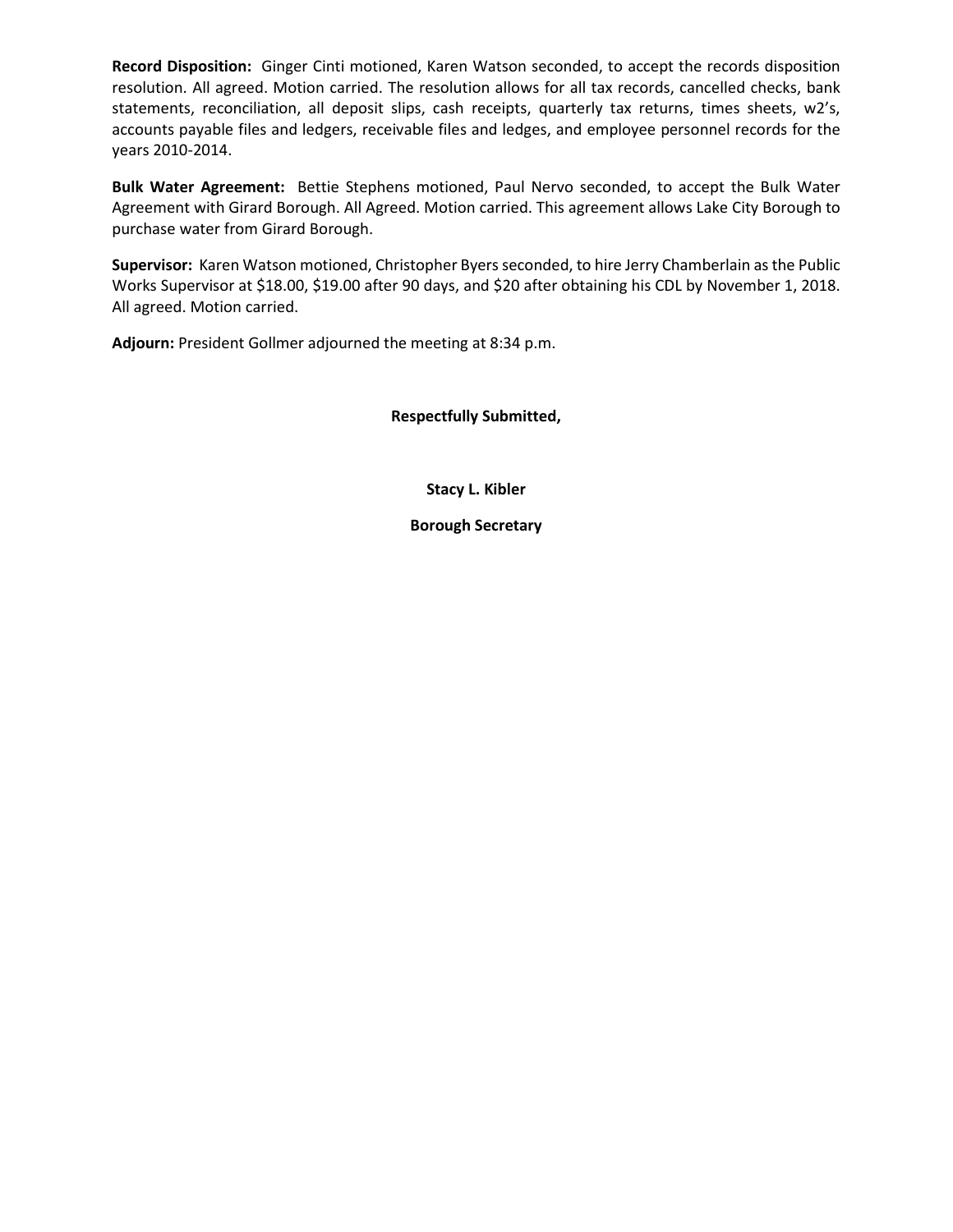**Record Disposition:** Ginger Cinti motioned, Karen Watson seconded, to accept the records disposition resolution. All agreed. Motion carried. The resolution allows for all tax records, cancelled checks, bank statements, reconciliation, all deposit slips, cash receipts, quarterly tax returns, times sheets, w2's, accounts payable files and ledgers, receivable files and ledges, and employee personnel records for the years 2010-2014.

**Bulk Water Agreement:** Bettie Stephens motioned, Paul Nervo seconded, to accept the Bulk Water Agreement with Girard Borough. All Agreed. Motion carried. This agreement allows Lake City Borough to purchase water from Girard Borough.

**Supervisor:** Karen Watson motioned, Christopher Byers seconded, to hire Jerry Chamberlain as the Public Works Supervisor at $18.00, $19.00 after 90 days, and $20 after obtaining his CDL by November 1, 2018. All agreed. Motion carried.

**Adjourn:** President Gollmer adjourned the meeting at 8:34 p.m.

**Respectfully Submitted,**

**Stacy L. Kibler**

**Borough Secretary**